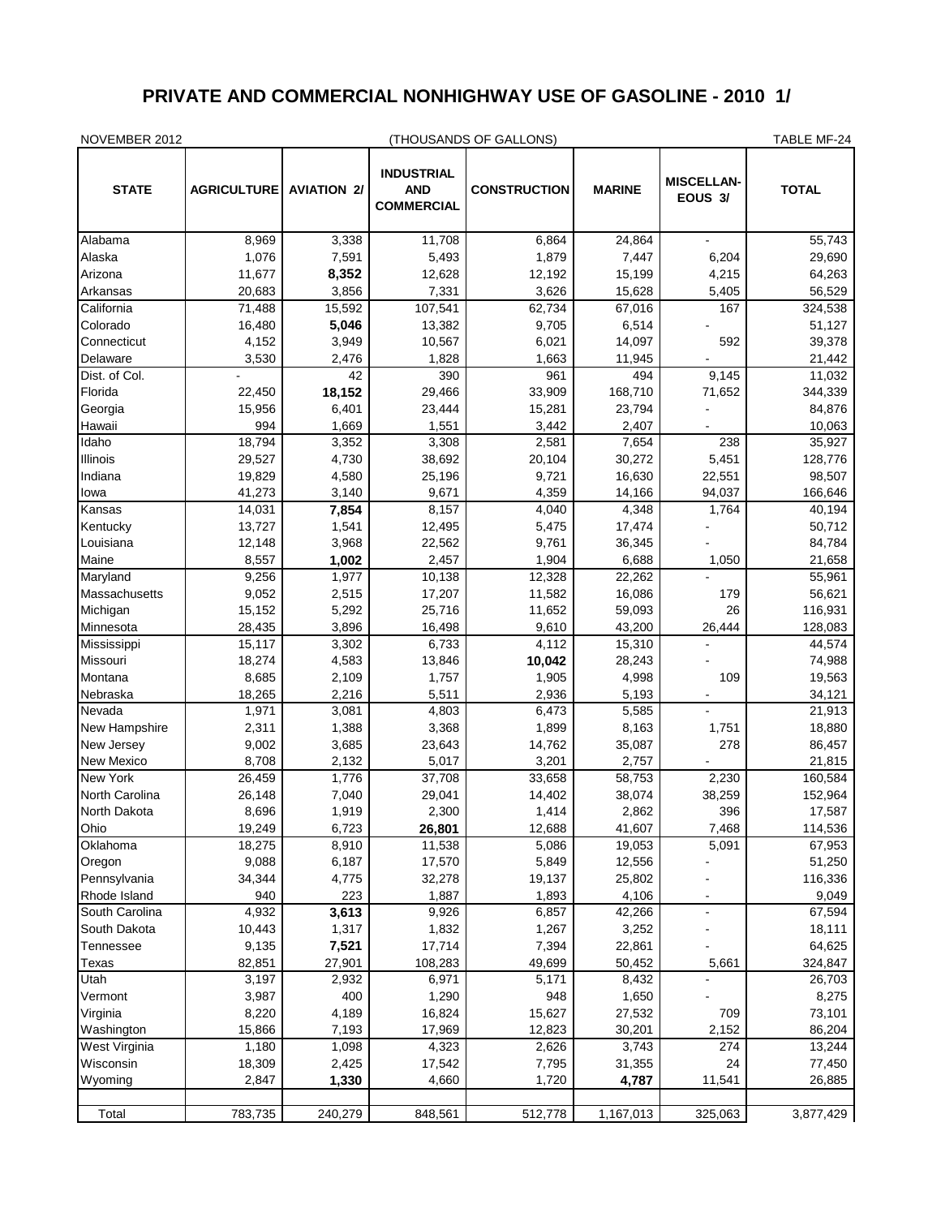# PRIVATE AND COMMERCIAL NONHIGHWAY USE OF GASOLINE - 2010 1/

NOVEMBER 2012 (THOUSANDS OF GALLONS) TABLE MF-24

| STATE | AGRICULTURE | AVIATION 2/ | INDUSTRIAL AND COMMERCIAL | CONSTRUCTION | MARINE | MISCELLAN-EOUS 3/ | TOTAL |
|---|---|---|---|---|---|---|---|
| Alabama | 8,969 | 3,338 | 11,708 | 6,864 | 24,864 | - | 55,743 |
| Alaska | 1,076 | 7,591 | 5,493 | 1,879 | 7,447 | 6,204 | 29,690 |
| Arizona | 11,677 | **8,352** | 12,628 | 12,192 | 15,199 | 4,215 | 64,263 |
| Arkansas | 20,683 | 3,856 | 7,331 | 3,626 | 15,628 | 5,405 | 56,529 |
| California | 71,488 | 15,592 | 107,541 | 62,734 | 67,016 | 167 | 324,538 |
| Colorado | 16,480 | **5,046** | 13,382 | 9,705 | 6,514 | - | 51,127 |
| Connecticut | 4,152 | 3,949 | 10,567 | 6,021 | 14,097 | 592 | 39,378 |
| Delaware | 3,530 | 2,476 | 1,828 | 1,663 | 11,945 | - | 21,442 |
| Dist. of Col. | - | 42 | 390 | 961 | 494 | 9,145 | 11,032 |
| Florida | 22,450 | **18,152** | 29,466 | 33,909 | 168,710 | 71,652 | 344,339 |
| Georgia | 15,956 | 6,401 | 23,444 | 15,281 | 23,794 | - | 84,876 |
| Hawaii | 994 | 1,669 | 1,551 | 3,442 | 2,407 | - | 10,063 |
| Idaho | 18,794 | 3,352 | 3,308 | 2,581 | 7,654 | 238 | 35,927 |
| Illinois | 29,527 | 4,730 | 38,692 | 20,104 | 30,272 | 5,451 | 128,776 |
| Indiana | 19,829 | 4,580 | 25,196 | 9,721 | 16,630 | 22,551 | 98,507 |
| Iowa | 41,273 | 3,140 | 9,671 | 4,359 | 14,166 | 94,037 | 166,646 |
| Kansas | 14,031 | **7,854** | 8,157 | 4,040 | 4,348 | 1,764 | 40,194 |
| Kentucky | 13,727 | 1,541 | 12,495 | 5,475 | 17,474 | - | 50,712 |
| Louisiana | 12,148 | 3,968 | 22,562 | 9,761 | 36,345 | - | 84,784 |
| Maine | 8,557 | **1,002** | 2,457 | 1,904 | 6,688 | 1,050 | 21,658 |
| Maryland | 9,256 | 1,977 | 10,138 | 12,328 | 22,262 | - | 55,961 |
| Massachusetts | 9,052 | 2,515 | 17,207 | 11,582 | 16,086 | 179 | 56,621 |
| Michigan | 15,152 | 5,292 | 25,716 | 11,652 | 59,093 | 26 | 116,931 |
| Minnesota | 28,435 | 3,896 | 16,498 | 9,610 | 43,200 | 26,444 | 128,083 |
| Mississippi | 15,117 | 3,302 | 6,733 | 4,112 | 15,310 | - | 44,574 |
| Missouri | 18,274 | 4,583 | 13,846 | **10,042** | 28,243 | - | 74,988 |
| Montana | 8,685 | 2,109 | 1,757 | 1,905 | 4,998 | 109 | 19,563 |
| Nebraska | 18,265 | 2,216 | 5,511 | 2,936 | 5,193 | - | 34,121 |
| Nevada | 1,971 | 3,081 | 4,803 | 6,473 | 5,585 | - | 21,913 |
| New Hampshire | 2,311 | 1,388 | 3,368 | 1,899 | 8,163 | 1,751 | 18,880 |
| New Jersey | 9,002 | 3,685 | 23,643 | 14,762 | 35,087 | 278 | 86,457 |
| New Mexico | 8,708 | 2,132 | 5,017 | 3,201 | 2,757 | - | 21,815 |
| New York | 26,459 | 1,776 | 37,708 | 33,658 | 58,753 | 2,230 | 160,584 |
| North Carolina | 26,148 | 7,040 | 29,041 | 14,402 | 38,074 | 38,259 | 152,964 |
| North Dakota | 8,696 | 1,919 | 2,300 | 1,414 | 2,862 | 396 | 17,587 |
| Ohio | 19,249 | 6,723 | **26,801** | 12,688 | 41,607 | 7,468 | 114,536 |
| Oklahoma | 18,275 | 8,910 | 11,538 | 5,086 | 19,053 | 5,091 | 67,953 |
| Oregon | 9,088 | 6,187 | 17,570 | 5,849 | 12,556 | - | 51,250 |
| Pennsylvania | 34,344 | 4,775 | 32,278 | 19,137 | 25,802 | - | 116,336 |
| Rhode Island | 940 | 223 | 1,887 | 1,893 | 4,106 | - | 9,049 |
| South Carolina | 4,932 | **3,613** | 9,926 | 6,857 | 42,266 | - | 67,594 |
| South Dakota | 10,443 | 1,317 | 1,832 | 1,267 | 3,252 | - | 18,111 |
| Tennessee | 9,135 | **7,521** | 17,714 | 7,394 | 22,861 | - | 64,625 |
| Texas | 82,851 | 27,901 | 108,283 | 49,699 | 50,452 | 5,661 | 324,847 |
| Utah | 3,197 | 2,932 | 6,971 | 5,171 | 8,432 | - | 26,703 |
| Vermont | 3,987 | 400 | 1,290 | 948 | 1,650 | - | 8,275 |
| Virginia | 8,220 | 4,189 | 16,824 | 15,627 | 27,532 | 709 | 73,101 |
| Washington | 15,866 | 7,193 | 17,969 | 12,823 | 30,201 | 2,152 | 86,204 |
| West Virginia | 1,180 | 1,098 | 4,323 | 2,626 | 3,743 | 274 | 13,244 |
| Wisconsin | 18,309 | 2,425 | 17,542 | 7,795 | 31,355 | 24 | 77,450 |
| Wyoming | 2,847 | **1,330** | 4,660 | 1,720 | **4,787** | 11,541 | 26,885 |
| Total | 783,735 | 240,279 | 848,561 | 512,778 | 1,167,013 | 325,063 | 3,877,429 |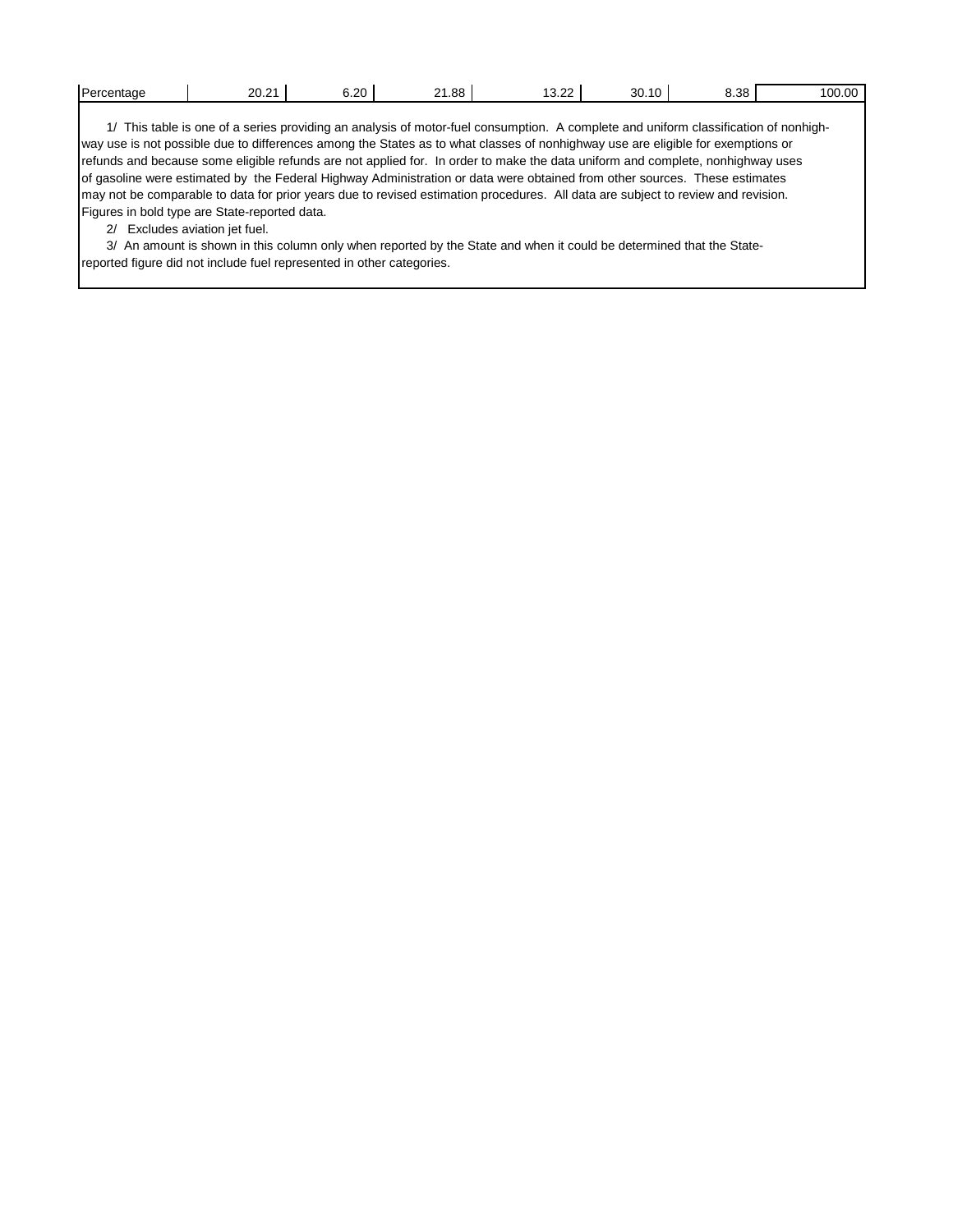| | | | | | | | |
|---|---|---|---|---|---|---|---|
| Percentage | 20.21 | 6.20 | 21.88 | 13.22 | 30.10 | 8.38 | 100.00 |

1/ This table is one of a series providing an analysis of motor-fuel consumption. A complete and uniform classification of nonhighway use is not possible due to differences among the States as to what classes of nonhighway use are eligible for exemptions or refunds and because some eligible refunds are not applied for. In order to make the data uniform and complete, nonhighway uses of gasoline were estimated by the Federal Highway Administration or data were obtained from other sources. These estimates may not be comparable to data for prior years due to revised estimation procedures. All data are subject to review and revision. Figures in bold type are State-reported data.

2/ Excludes aviation jet fuel.

3/ An amount is shown in this column only when reported by the State and when it could be determined that the State-reported figure did not include fuel represented in other categories.